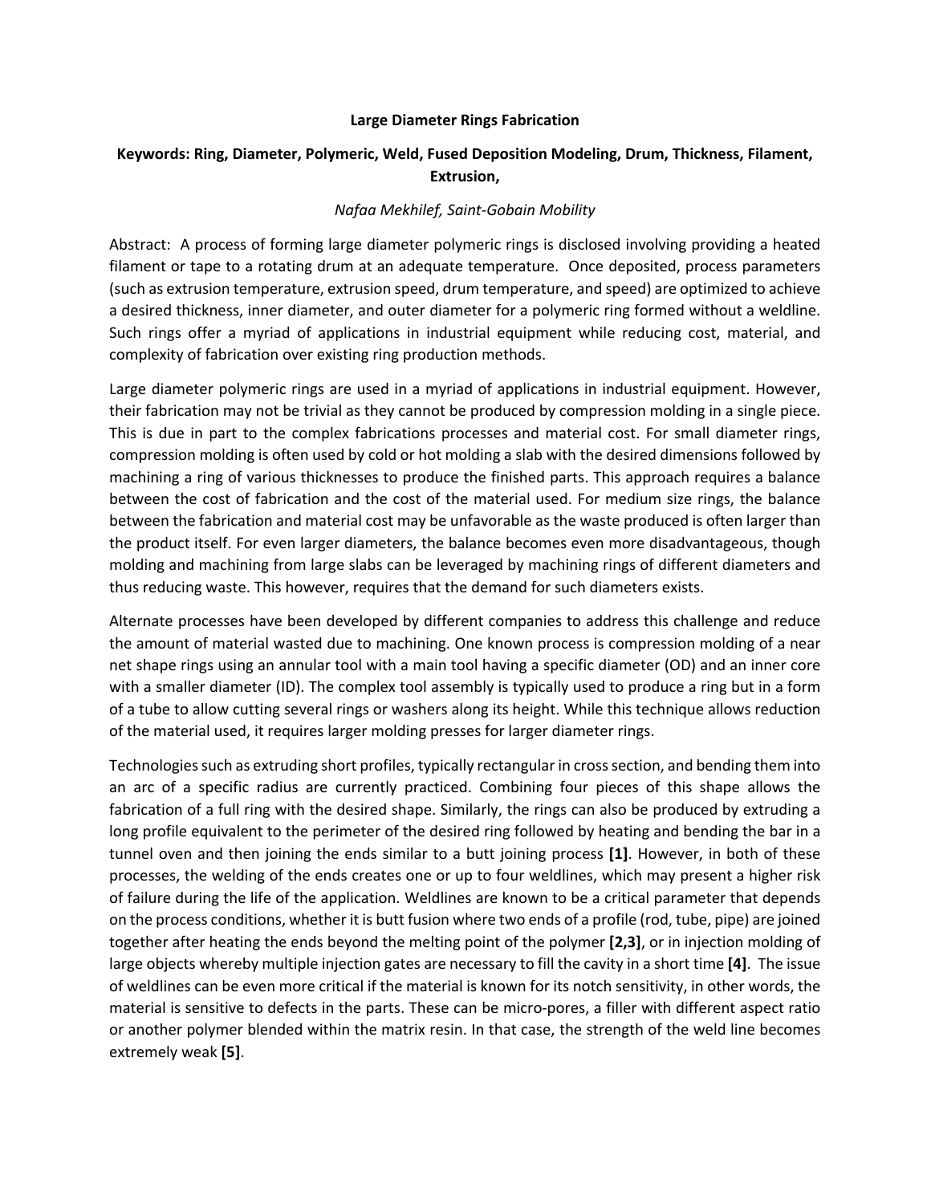# Large Diameter Rings Fabrication

**Keywords: Ring, Diameter, Polymeric, Weld, Fused Deposition Modeling, Drum, Thickness, Filament, Extrusion,**

*Nafaa Mekhilef, Saint-Gobain Mobility*

Abstract: A process of forming large diameter polymeric rings is disclosed involving providing a heated filament or tape to a rotating drum at an adequate temperature. Once deposited, process parameters (such as extrusion temperature, extrusion speed, drum temperature, and speed) are optimized to achieve a desired thickness, inner diameter, and outer diameter for a polymeric ring formed without a weldline. Such rings offer a myriad of applications in industrial equipment while reducing cost, material, and complexity of fabrication over existing ring production methods.

Large diameter polymeric rings are used in a myriad of applications in industrial equipment. However, their fabrication may not be trivial as they cannot be produced by compression molding in a single piece. This is due in part to the complex fabrications processes and material cost. For small diameter rings, compression molding is often used by cold or hot molding a slab with the desired dimensions followed by machining a ring of various thicknesses to produce the finished parts. This approach requires a balance between the cost of fabrication and the cost of the material used. For medium size rings, the balance between the fabrication and material cost may be unfavorable as the waste produced is often larger than the product itself. For even larger diameters, the balance becomes even more disadvantageous, though molding and machining from large slabs can be leveraged by machining rings of different diameters and thus reducing waste. This however, requires that the demand for such diameters exists.

Alternate processes have been developed by different companies to address this challenge and reduce the amount of material wasted due to machining. One known process is compression molding of a near net shape rings using an annular tool with a main tool having a specific diameter (OD) and an inner core with a smaller diameter (ID). The complex tool assembly is typically used to produce a ring but in a form of a tube to allow cutting several rings or washers along its height. While this technique allows reduction of the material used, it requires larger molding presses for larger diameter rings.

Technologies such as extruding short profiles, typically rectangular in cross section, and bending them into an arc of a specific radius are currently practiced. Combining four pieces of this shape allows the fabrication of a full ring with the desired shape. Similarly, the rings can also be produced by extruding a long profile equivalent to the perimeter of the desired ring followed by heating and bending the bar in a tunnel oven and then joining the ends similar to a butt joining process **[1]**. However, in both of these processes, the welding of the ends creates one or up to four weldlines, which may present a higher risk of failure during the life of the application. Weldlines are known to be a critical parameter that depends on the process conditions, whether it is butt fusion where two ends of a profile (rod, tube, pipe) are joined together after heating the ends beyond the melting point of the polymer **[2,3]**, or in injection molding of large objects whereby multiple injection gates are necessary to fill the cavity in a short time **[4]**. The issue of weldlines can be even more critical if the material is known for its notch sensitivity, in other words, the material is sensitive to defects in the parts. These can be micro-pores, a filler with different aspect ratio or another polymer blended within the matrix resin. In that case, the strength of the weld line becomes extremely weak **[5]**.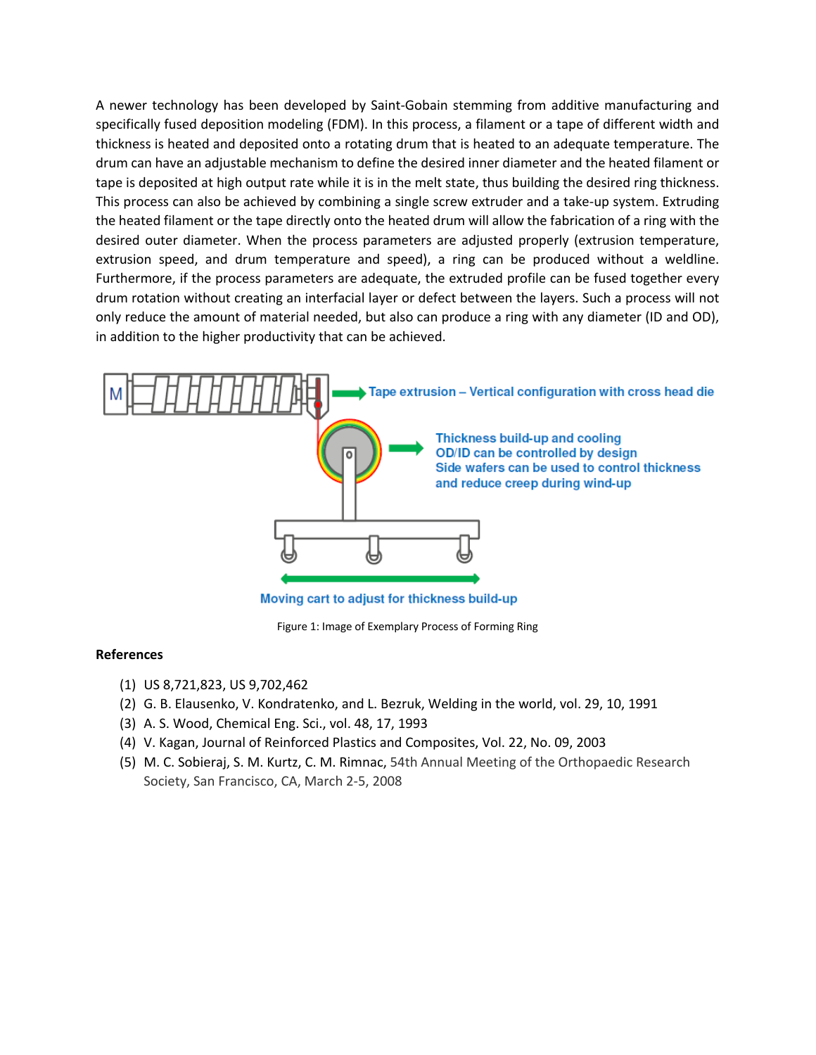A newer technology has been developed by Saint-Gobain stemming from additive manufacturing and specifically fused deposition modeling (FDM). In this process, a filament or a tape of different width and thickness is heated and deposited onto a rotating drum that is heated to an adequate temperature. The drum can have an adjustable mechanism to define the desired inner diameter and the heated filament or tape is deposited at high output rate while it is in the melt state, thus building the desired ring thickness. This process can also be achieved by combining a single screw extruder and a take-up system. Extruding the heated filament or the tape directly onto the heated drum will allow the fabrication of a ring with the desired outer diameter. When the process parameters are adjusted properly (extrusion temperature, extrusion speed, and drum temperature and speed), a ring can be produced without a weldline. Furthermore, if the process parameters are adequate, the extruded profile can be fused together every drum rotation without creating an interfacial layer or defect between the layers. Such a process will not only reduce the amount of material needed, but also can produce a ring with any diameter (ID and OD), in addition to the higher productivity that can be achieved.

M

Tape extrusion – Vertical configuration with cross head die

Thickness build-up and cooling
OD/ID can be controlled by design
Side wafers can be used to control thickness and reduce creep during wind-up

Moving cart to adjust for thickness build-up

Figure 1: Image of Exemplary Process of Forming Ring

**References**

(1) US 8,721,823, US 9,702,462
(2) G. B. Elausenko, V. Kondratenko, and L. Bezruk, Welding in the world, vol. 29, 10, 1991
(3) A. S. Wood, Chemical Eng. Sci., vol. 48, 17, 1993
(4) V. Kagan, Journal of Reinforced Plastics and Composites, Vol. 22, No. 09, 2003
(5) M. C. Sobieraj, S. M. Kurtz, C. M. Rimnac, 54th Annual Meeting of the Orthopaedic Research Society, San Francisco, CA, March 2-5, 2008